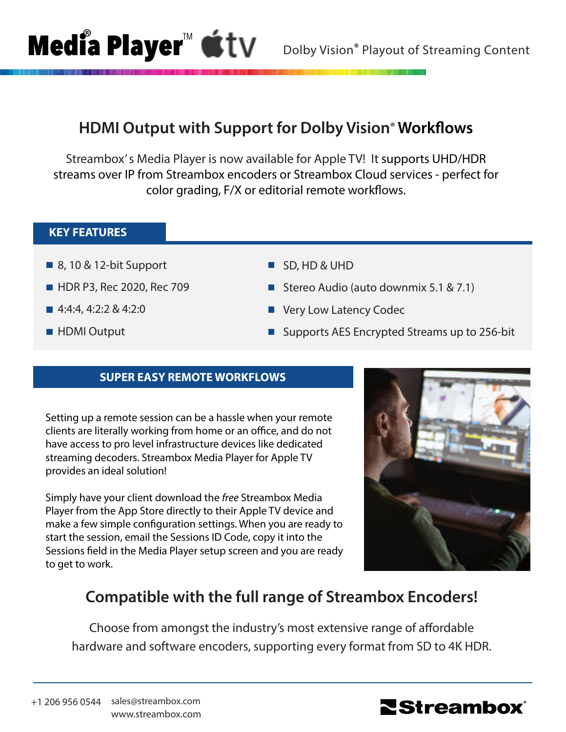# Media Player® ™ tv

Dolby Vision® Playout of Streaming Content

## HDMI Output with Support for Dolby Vision® Workflows

Streambox's Media Player is now available for Apple TV! It supports UHD/HDR streams over IP from Streambox encoders or Streambox Cloud services - perfect for color grading, F/X or editorial remote workflows.

### KEY FEATURES

- 8, 10 & 12-bit Support
- HDR P3, Rec 2020, Rec 709
- 4:4:4, 4:2:2 & 4:2:0
- HDMI Output
- SD, HD & UHD
- Stereo Audio (auto downmix 5.1 & 7.1)
- Very Low Latency Codec
- Supports AES Encrypted Streams up to 256-bit

### SUPER EASY REMOTE WORKFLOWS

Setting up a remote session can be a hassle when your remote clients are literally working from home or an office, and do not have access to pro level infrastructure devices like dedicated streaming decoders. Streambox Media Player for Apple TV provides an ideal solution!

Simply have your client download the *free* Streambox Media Player from the App Store directly to their Apple TV device and make a few simple configuration settings. When you are ready to start the session, email the Sessions ID Code, copy it into the Sessions field in the Media Player setup screen and you are ready to get to work.

## Compatible with the full range of Streambox Encoders!

Choose from amongst the industry's most extensive range of affordable hardware and software encoders, supporting every format from SD to 4K HDR.

+1 206 956 0544 sales@streambox.com
www.streambox.com

Streambox®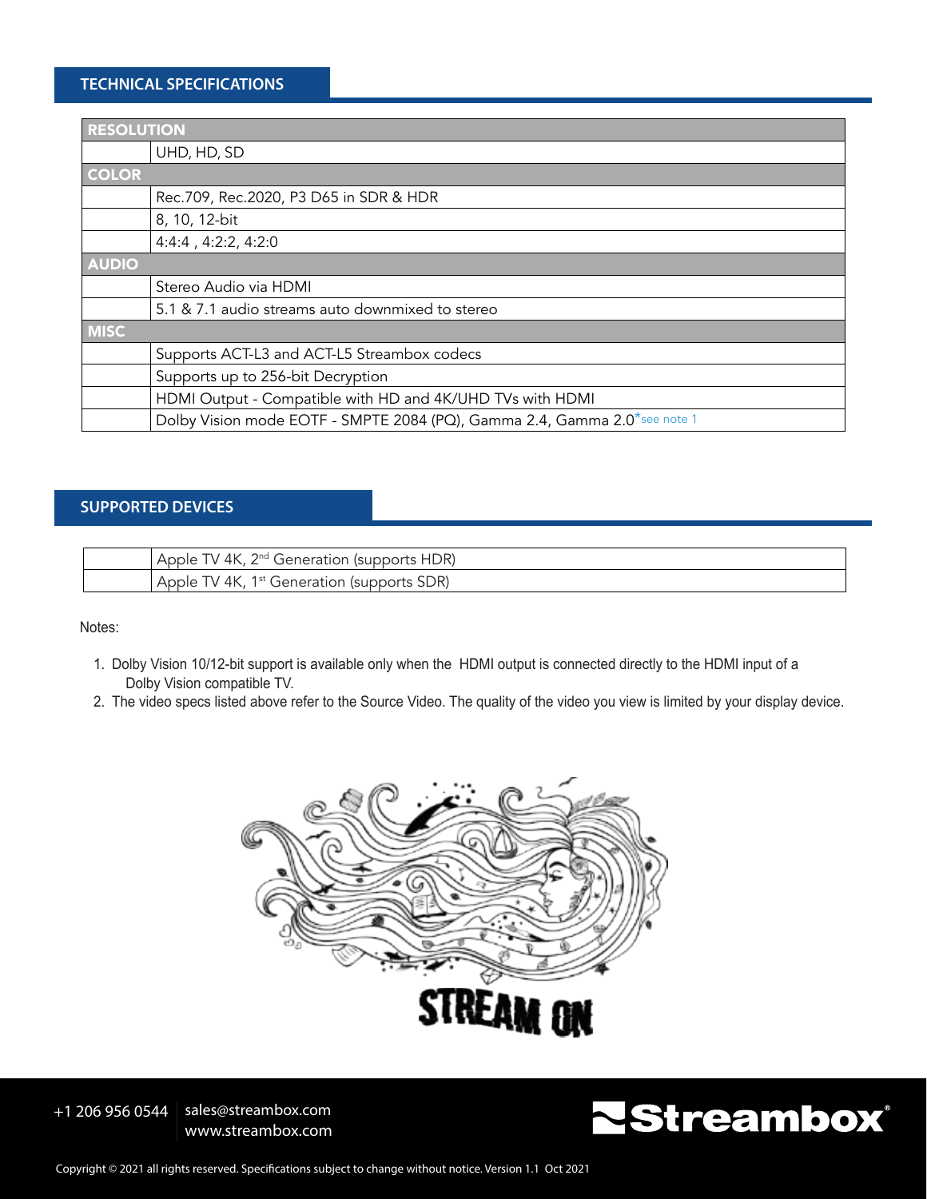## TECHNICAL SPECIFICATIONS

| | |
|---|---|
| **RESOLUTION** | |
| | UHD, HD, SD |
| **COLOR** | |
| | Rec.709, Rec.2020, P3 D65 in SDR & HDR |
| | 8, 10, 12-bit |
| | 4:4:4 , 4:2:2, 4:2:0 |
| **AUDIO** | |
| | Stereo Audio via HDMI |
| | 5.1 & 7.1 audio streams auto downmixed to stereo |
| **MISC** | |
| | Supports ACT-L3 and ACT-L5 Streambox codecs |
| | Supports up to 256-bit Decryption |
| | HDMI Output - Compatible with HD and 4K/UHD TVs with HDMI |
| | Dolby Vision mode EOTF - SMPTE 2084 (PQ), Gamma 2.4, Gamma 2.0 *see note 1 |

## SUPPORTED DEVICES

| | |
|---|---|
| | Apple TV 4K, 2nd Generation (supports HDR) |
| | Apple TV 4K, 1st Generation (supports SDR) |

Notes:

1. Dolby Vision 10/12-bit support is available only when the HDMI output is connected directly to the HDMI input of a Dolby Vision compatible TV.
2. The video specs listed above refer to the Source Video. The quality of the video you view is limited by your display device.

STREAM ON

+1 206 956 0544 | sales@streambox.com | www.streambox.com

Streambox®

Copyright © 2021 all rights reserved. Specifications subject to change without notice. Version 1.1 Oct 2021